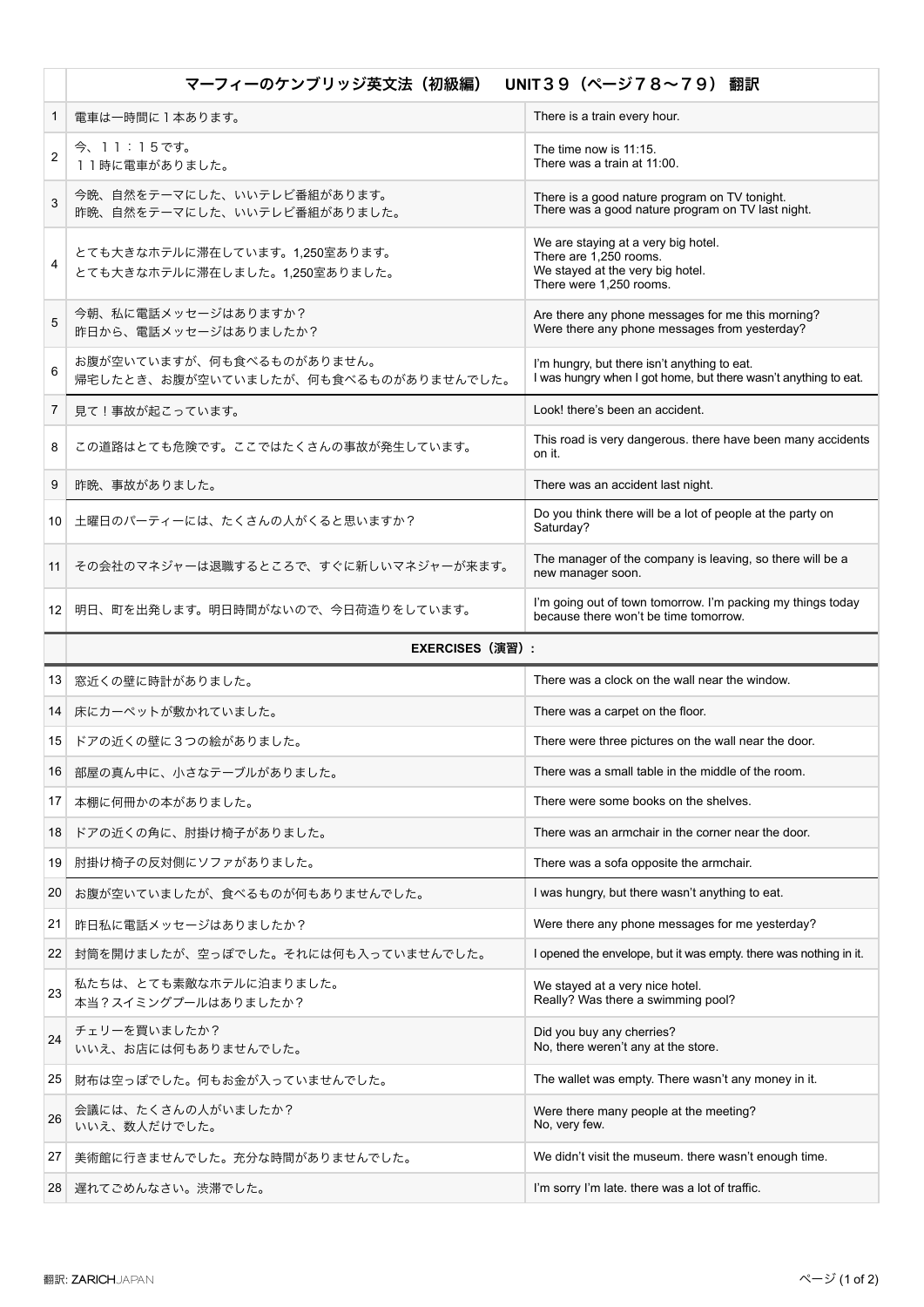| | マーフィーのケンブリッジ英文法（初級編）　UNIT３９（ページ７８〜７９）翻訳 | |
|---|---|---|
| 1 | 電車は一時間に１本あります。 | There is a train every hour. |
| 2 | 今、１１：１５です。<br>１１時に電車がありました。 | The time now is 11:15.<br>There was a train at 11:00. |
| 3 | 今晩、自然をテーマにした、いいテレビ番組があります。<br>昨晩、自然をテーマにした、いいテレビ番組がありました。 | There is a good nature program on TV tonight.<br>There was a good nature program on TV last night. |
| 4 | とても大きなホテルに滞在しています。1,250室あります。<br>とても大きなホテルに滞在しました。1,250室ありました。 | We are staying at a very big hotel.<br>There are 1,250 rooms.<br>We stayed at the very big hotel.<br>There were 1,250 rooms. |
| 5 | 今朝、私に電話メッセージはありますか？<br>昨日から、電話メッセージはありましたか？ | Are there any phone messages for me this morning?<br>Were there any phone messages from yesterday? |
| 6 | お腹が空いていますが、何も食べるものがありません。<br>帰宅したとき、お腹が空いていましたが、何も食べるものがありませんでした。 | I'm hungry, but there isn't anything to eat.<br>I was hungry when I got home, but there wasn't anything to eat. |
| 7 | 見て！事故が起こっています。 | Look! there's been an accident. |
| 8 | この道路はとても危険です。ここではたくさんの事故が発生しています。 | This road is very dangerous. there have been many accidents on it. |
| 9 | 昨晩、事故がありました。 | There was an accident last night. |
| 10 | 土曜日のパーティーには、たくさんの人がくると思いますか？ | Do you think there will be a lot of people at the party on Saturday? |
| 11 | その会社のマネジャーは退職するところで、すぐに新しいマネジャーが来ます。 | The manager of the company is leaving, so there will be a new manager soon. |
| 12 | 明日、町を出発します。明日時間がないので、今日荷造りをしています。 | I'm going out of town tomorrow. I'm packing my things today because there won't be time tomorrow. |
| | **EXERCISES（演習）:** | |
| 13 | 窓近くの壁に時計がありました。 | There was a clock on the wall near the window. |
| 14 | 床にカーペットが敷かれていました。 | There was a carpet on the floor. |
| 15 | ドアの近くの壁に３つの絵がありました。 | There were three pictures on the wall near the door. |
| 16 | 部屋の真ん中に、小さなテーブルがありました。 | There was a small table in the middle of the room. |
| 17 | 本棚に何冊かの本がありました。 | There were some books on the shelves. |
| 18 | ドアの近くの角に、肘掛け椅子がありました。 | There was an armchair in the corner near the door. |
| 19 | 肘掛け椅子の反対側にソファがありました。 | There was a sofa opposite the armchair. |
| 20 | お腹が空いていましたが、食べるものが何もありませんでした。 | I was hungry, but there wasn't anything to eat. |
| 21 | 昨日私に電話メッセージはありましたか？ | Were there any phone messages for me yesterday? |
| 22 | 封筒を開けましたが、空っぽでした。それには何も入っていませんでした。 | I opened the envelope, but it was empty. there was nothing in it. |
| 23 | 私たちは、とても素敵なホテルに泊まりました。<br>本当？スイミングプールはありましたか？ | We stayed at a very nice hotel.<br>Really? Was there a swimming pool? |
| 24 | チェリーを買いましたか？<br>いいえ、お店には何もありませんでした。 | Did you buy any cherries?<br>No, there weren't any at the store. |
| 25 | 財布は空っぽでした。何もお金が入っていませんでした。 | The wallet was empty. There wasn't any money in it. |
| 26 | 会議には、たくさんの人がいましたか？<br>いいえ、数人だけでした。 | Were there many people at the meeting?<br>No, very few. |
| 27 | 美術館に行きませんでした。充分な時間がありませんでした。 | We didn't visit the museum. there wasn't enough time. |
| 28 | 遅れてごめんなさい。渋滞でした。 | I'm sorry I'm late. there was a lot of traffic. |

翻訳: ZARICHJAPAN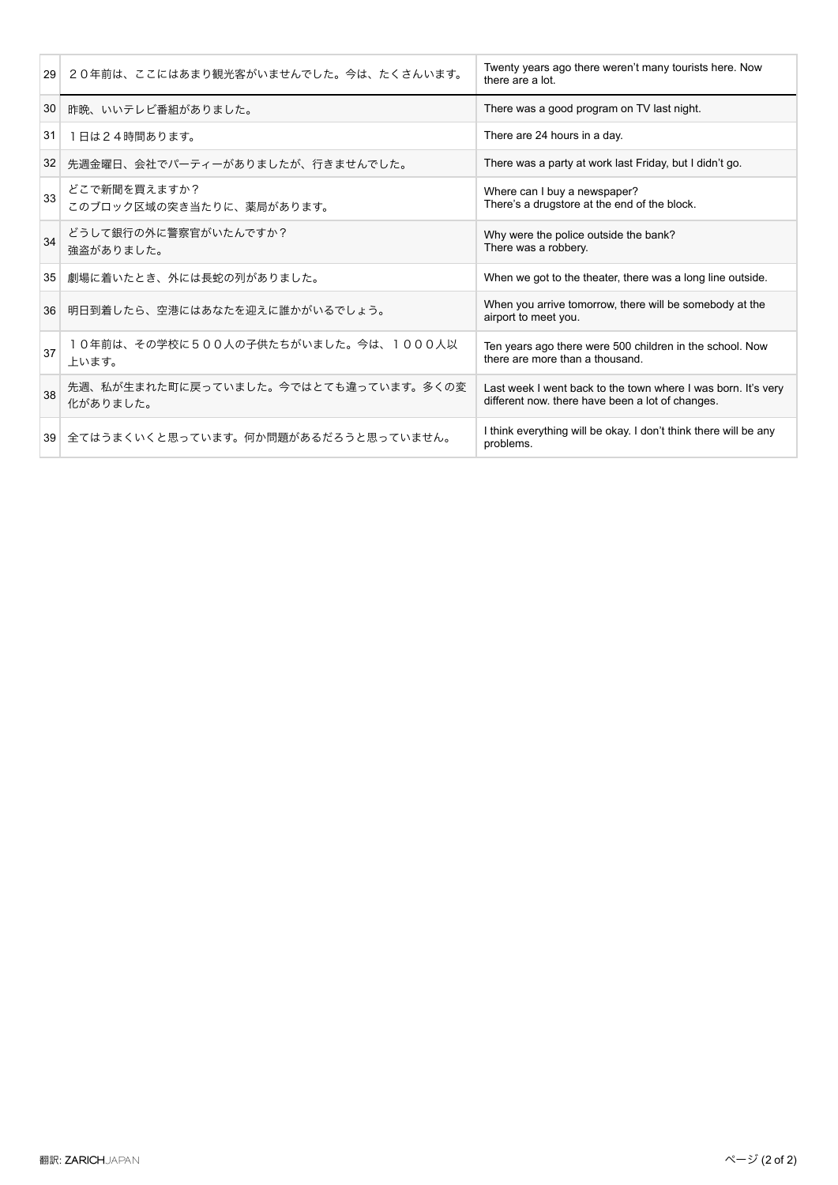| | | |
|---|---|---|
| 29 | ２０年前は、ここにはあまり観光客がいませんでした。今は、たくさんいます。 | Twenty years ago there weren't many tourists here. Now there are a lot. |
| 30 | 昨晩、いいテレビ番組がありました。 | There was a good program on TV last night. |
| 31 | １日は２４時間あります。 | There are 24 hours in a day. |
| 32 | 先週金曜日、会社でパーティーがありましたが、行きませんでした。 | There was a party at work last Friday, but I didn't go. |
| 33 | どこで新聞を買えますか？<br>このブロック区域の突き当たりに、薬局があります。 | Where can I buy a newspaper?<br>There's a drugstore at the end of the block. |
| 34 | どうして銀行の外に警察官がいたんですか？<br>強盗がありました。 | Why were the police outside the bank?<br>There was a robbery. |
| 35 | 劇場に着いたとき、外には長蛇の列がありました。 | When we got to the theater, there was a long line outside. |
| 36 | 明日到着したら、空港にはあなたを迎えに誰かがいるでしょう。 | When you arrive tomorrow, there will be somebody at the airport to meet you. |
| 37 | １０年前は、その学校に５００人の子供たちがいました。今は、１０００人以上います。 | Ten years ago there were 500 children in the school. Now there are more than a thousand. |
| 38 | 先週、私が生まれた町に戻っていました。今ではとても違っています。多くの変化がありました。 | Last week I went back to the town where I was born. It's very different now. there have been a lot of changes. |
| 39 | 全てはうまくいくと思っています。何か問題があるだろうと思っていません。 | I think everything will be okay. I don't think there will be any problems. |

翻訳: ZARICHJAPAN